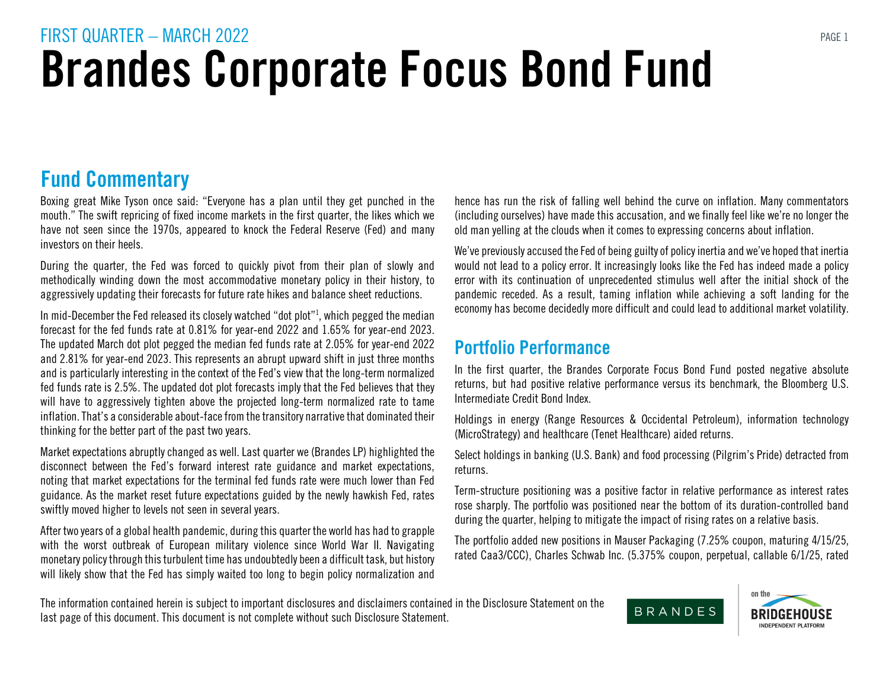FIRST QUARTER – MARCH 2022

# Brandes Corporate Focus Bond Fund

## Fund Commentary

Boxing great Mike Tyson once said: "Everyone has a plan until they get punched in the mouth." The swift repricing of fixed income markets in the first quarter, the likes which we have not seen since the 1970s, appeared to knock the Federal Reserve (Fed) and many investors on their heels.

During the quarter, the Fed was forced to quickly pivot from their plan of slowly and methodically winding down the most accommodative monetary policy in their history, to aggressively updating their forecasts for future rate hikes and balance sheet reductions.

In mid-December the Fed released its closely watched "dot plot"[1], which pegged the median forecast for the fed funds rate at 0.81% for year-end 2022 and 1.65% for year-end 2023. The updated March dot plot pegged the median fed funds rate at 2.05% for year-end 2022 and 2.81% for year-end 2023. This represents an abrupt upward shift in just three months and is particularly interesting in the context of the Fed's view that the long-term normalized fed funds rate is 2.5%. The updated dot plot forecasts imply that the Fed believes that they will have to aggressively tighten above the projected long-term normalized rate to tame inflation. That's a considerable about-face from the transitory narrative that dominated their thinking for the better part of the past two years.

Market expectations abruptly changed as well. Last quarter we (Brandes LP) highlighted the disconnect between the Fed's forward interest rate guidance and market expectations, noting that market expectations for the terminal fed funds rate were much lower than Fed guidance. As the market reset future expectations guided by the newly hawkish Fed, rates swiftly moved higher to levels not seen in several years.

After two years of a global health pandemic, during this quarter the world has had to grapple with the worst outbreak of European military violence since World War II. Navigating monetary policy through this turbulent time has undoubtedly been a difficult task, but history will likely show that the Fed has simply waited too long to begin policy normalization and hence has run the risk of falling well behind the curve on inflation. Many commentators (including ourselves) have made this accusation, and we finally feel like we're no longer the old man yelling at the clouds when it comes to expressing concerns about inflation.

We've previously accused the Fed of being guilty of policy inertia and we've hoped that inertia would not lead to a policy error. It increasingly looks like the Fed has indeed made a policy error with its continuation of unprecedented stimulus well after the initial shock of the pandemic receded. As a result, taming inflation while achieving a soft landing for the economy has become decidedly more difficult and could lead to additional market volatility.

## Portfolio Performance

In the first quarter, the Brandes Corporate Focus Bond Fund posted negative absolute returns, but had positive relative performance versus its benchmark, the Bloomberg U.S. Intermediate Credit Bond Index.

Holdings in energy (Range Resources & Occidental Petroleum), information technology (MicroStrategy) and healthcare (Tenet Healthcare) aided returns.

Select holdings in banking (U.S. Bank) and food processing (Pilgrim's Pride) detracted from returns.

Term-structure positioning was a positive factor in relative performance as interest rates rose sharply. The portfolio was positioned near the bottom of its duration-controlled band during the quarter, helping to mitigate the impact of rising rates on a relative basis.

The portfolio added new positions in Mauser Packaging (7.25% coupon, maturing 4/15/25, rated Caa3/CCC), Charles Schwab Inc. (5.375% coupon, perpetual, callable 6/1/25, rated

The information contained herein is subject to important disclosures and disclaimers contained in the Disclosure Statement on the last page of this document. This document is not complete without such Disclosure Statement.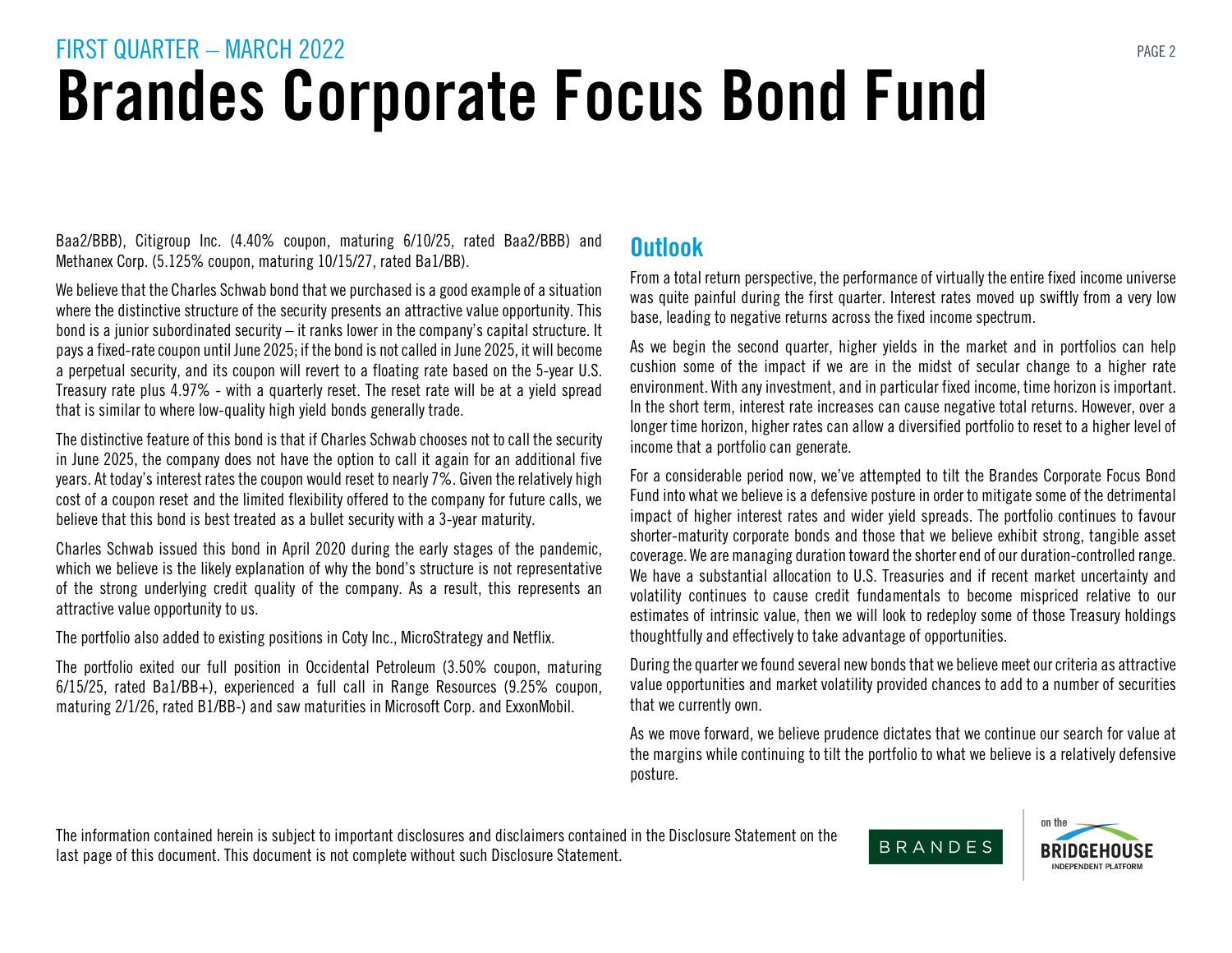Baa2/BBB), Citigroup Inc. (4.40% coupon, maturing 6/10/25, rated Baa2/BBB) and Methanex Corp. (5.125% coupon, maturing 10/15/27, rated Ba1/BB).

We believe that the Charles Schwab bond that we purchased is a good example of a situation where the distinctive structure of the security presents an attractive value opportunity. This bond is a junior subordinated security – it ranks lower in the company's capital structure. It pays a fixed-rate coupon until June 2025; if the bond is not called in June 2025, it will become a perpetual security, and its coupon will revert to a floating rate based on the 5-year U.S. Treasury rate plus 4.97% - with a quarterly reset. The reset rate will be at a yield spread that is similar to where low-quality high yield bonds generally trade.

The distinctive feature of this bond is that if Charles Schwab chooses not to call the security in June 2025, the company does not have the option to call it again for an additional five years. At today's interest rates the coupon would reset to nearly 7%. Given the relatively high cost of a coupon reset and the limited flexibility offered to the company for future calls, we believe that this bond is best treated as a bullet security with a 3-year maturity.

Charles Schwab issued this bond in April 2020 during the early stages of the pandemic, which we believe is the likely explanation of why the bond's structure is not representative of the strong underlying credit quality of the company. As a result, this represents an attractive value opportunity to us.

The portfolio also added to existing positions in Coty Inc., MicroStrategy and Netflix.

The portfolio exited our full position in Occidental Petroleum (3.50% coupon, maturing 6/15/25, rated Ba1/BB+), experienced a full call in Range Resources (9.25% coupon, maturing 2/1/26, rated B1/BB-) and saw maturities in Microsoft Corp. and ExxonMobil.

## Outlook

From a total return perspective, the performance of virtually the entire fixed income universe was quite painful during the first quarter. Interest rates moved up swiftly from a very low base, leading to negative returns across the fixed income spectrum.

As we begin the second quarter, higher yields in the market and in portfolios can help cushion some of the impact if we are in the midst of secular change to a higher rate environment. With any investment, and in particular fixed income, time horizon is important. In the short term, interest rate increases can cause negative total returns. However, over a longer time horizon, higher rates can allow a diversified portfolio to reset to a higher level of income that a portfolio can generate.

For a considerable period now, we've attempted to tilt the Brandes Corporate Focus Bond Fund into what we believe is a defensive posture in order to mitigate some of the detrimental impact of higher interest rates and wider yield spreads. The portfolio continues to favour shorter-maturity corporate bonds and those that we believe exhibit strong, tangible asset coverage. We are managing duration toward the shorter end of our duration-controlled range. We have a substantial allocation to U.S. Treasuries and if recent market uncertainty and volatility continues to cause credit fundamentals to become mispriced relative to our estimates of intrinsic value, then we will look to redeploy some of those Treasury holdings thoughtfully and effectively to take advantage of opportunities.

During the quarter we found several new bonds that we believe meet our criteria as attractive value opportunities and market volatility provided chances to add to a number of securities that we currently own.

As we move forward, we believe prudence dictates that we continue our search for value at the margins while continuing to tilt the portfolio to what we believe is a relatively defensive posture.

The information contained herein is subject to important disclosures and disclaimers contained in the Disclosure Statement on the last page of this document. This document is not complete without such Disclosure Statement.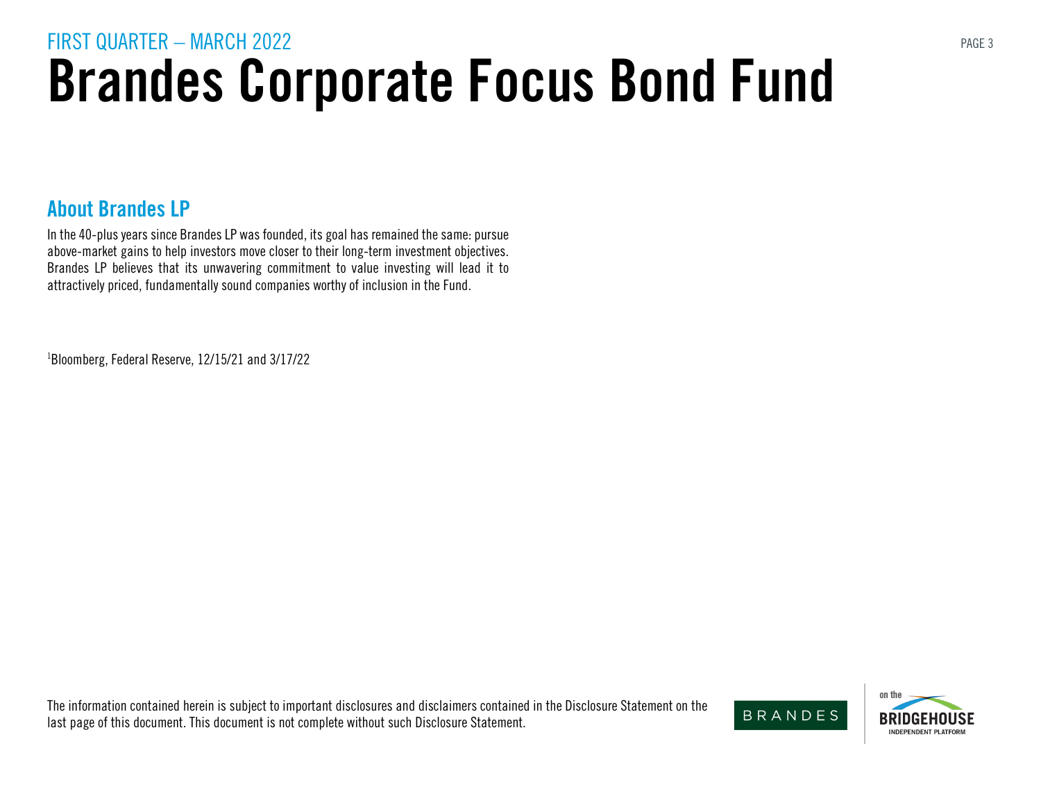# Brandes Corporate Focus Bond Fund

FIRST QUARTER – MARCH 2022

## About Brandes LP

In the 40-plus years since Brandes LP was founded, its goal has remained the same: pursue above-market gains to help investors move closer to their long-term investment objectives. Brandes LP believes that its unwavering commitment to value investing will lead it to attractively priced, fundamentally sound companies worthy of inclusion in the Fund.

[1]Bloomberg, Federal Reserve, 12/15/21 and 3/17/22

The information contained herein is subject to important disclosures and disclaimers contained in the Disclosure Statement on the last page of this document. This document is not complete without such Disclosure Statement.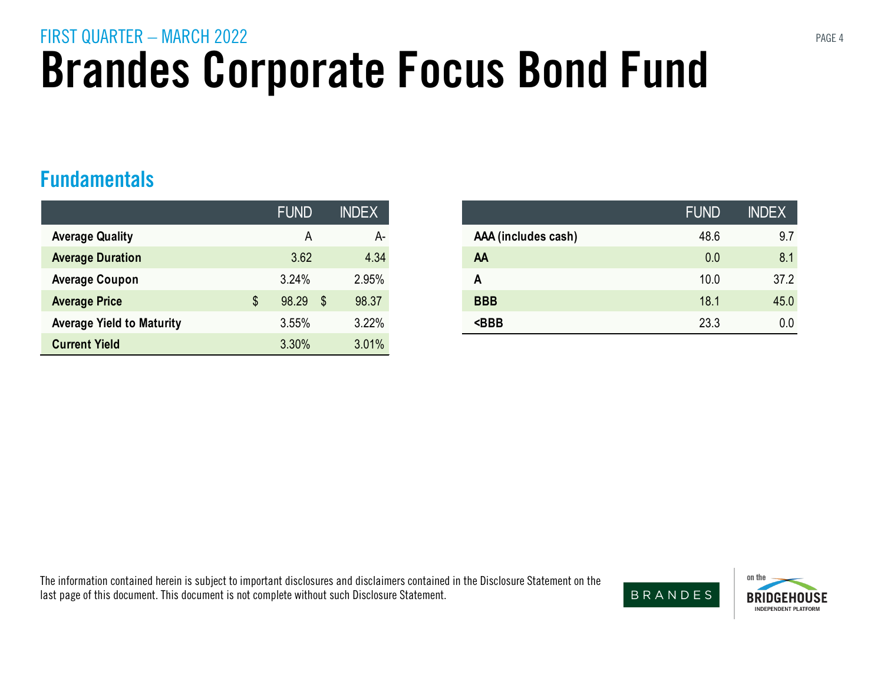FIRST QUARTER – MARCH 2022

# Brandes Corporate Focus Bond Fund

## Fundamentals

| | FUND | INDEX |
|---|---|---|
| **Average Quality** | A | A- |
| **Average Duration** | 3.62 | 4.34 |
| **Average Coupon** | 3.24% | 2.95% |
| **Average Price** | $ 98.29 | $ 98.37 |
| **Average Yield to Maturity** | 3.55% | 3.22% |
| **Current Yield** | 3.30% | 3.01% |

| | FUND | INDEX |
|---|---|---|
| **AAA (includes cash)** | 48.6 | 9.7 |
| **AA** | 0.0 | 8.1 |
| **A** | 10.0 | 37.2 |
| **BBB** | 18.1 | 45.0 |
| **<BBB** | 23.3 | 0.0 |

The information contained herein is subject to important disclosures and disclaimers contained in the Disclosure Statement on the last page of this document. This document is not complete without such Disclosure Statement.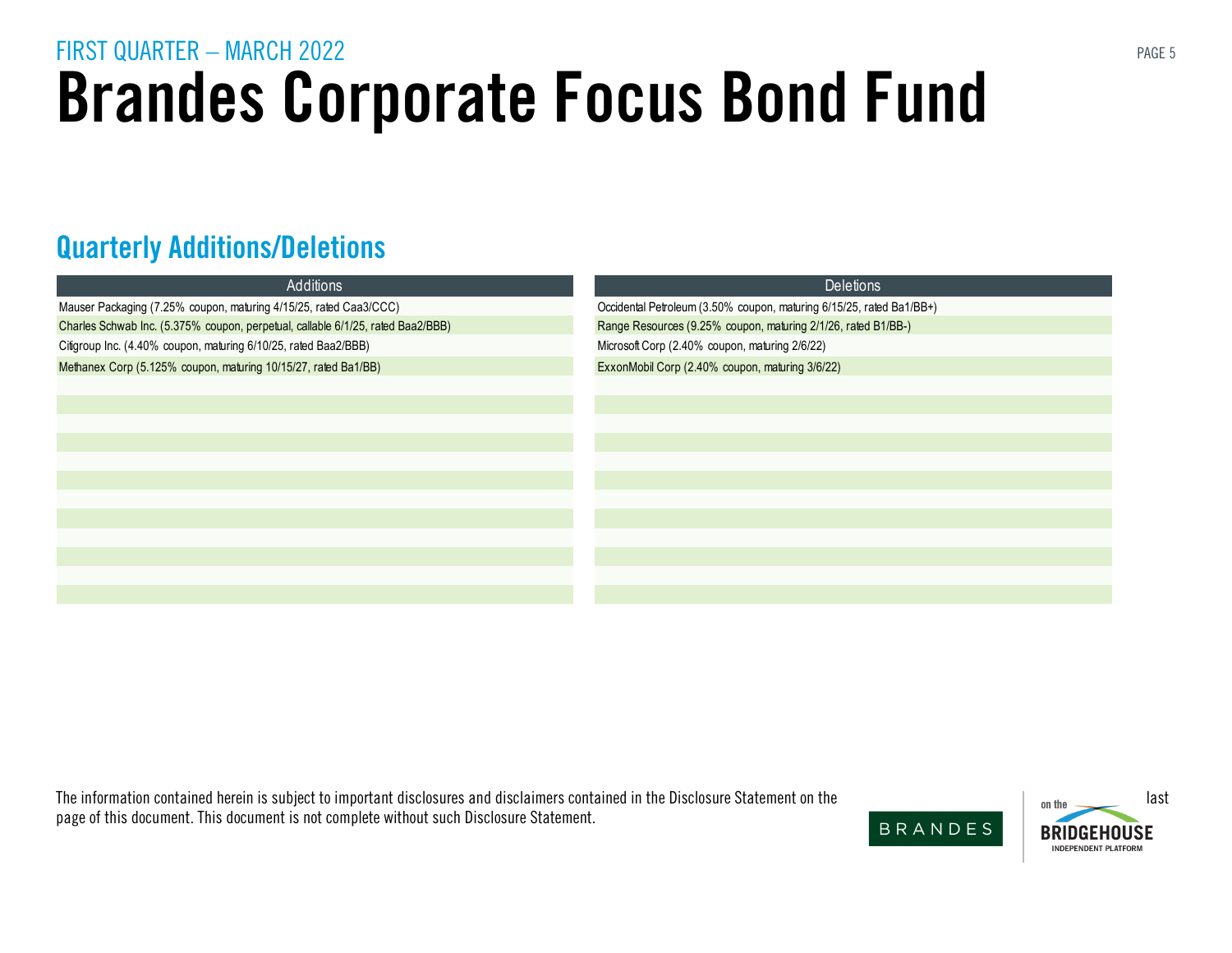# Brandes Corporate Focus Bond Fund

## Quarterly Additions/Deletions

| Additions | Deletions |
| --- | --- |
| Mauser Packaging (7.25% coupon, maturing 4/15/25, rated Caa3/CCC) | Occidental Petroleum (3.50% coupon, maturing 6/15/25, rated Ba1/BB+) |
| Charles Schwab Inc. (5.375% coupon, perpetual, callable 6/1/25, rated Baa2/BBB) | Range Resources (9.25% coupon, maturing 2/1/26, rated B1/BB-) |
| Citigroup Inc. (4.40% coupon, maturing 6/10/25, rated Baa2/BBB) | Microsoft Corp (2.40% coupon, maturing 2/6/22) |
| Methanex Corp (5.125% coupon, maturing 10/15/27, rated Ba1/BB) | ExxonMobil Corp (2.40% coupon, maturing 3/6/22) |

The information contained herein is subject to important disclosures and disclaimers contained in the Disclosure Statement on the last page of this document. This document is not complete without such Disclosure Statement.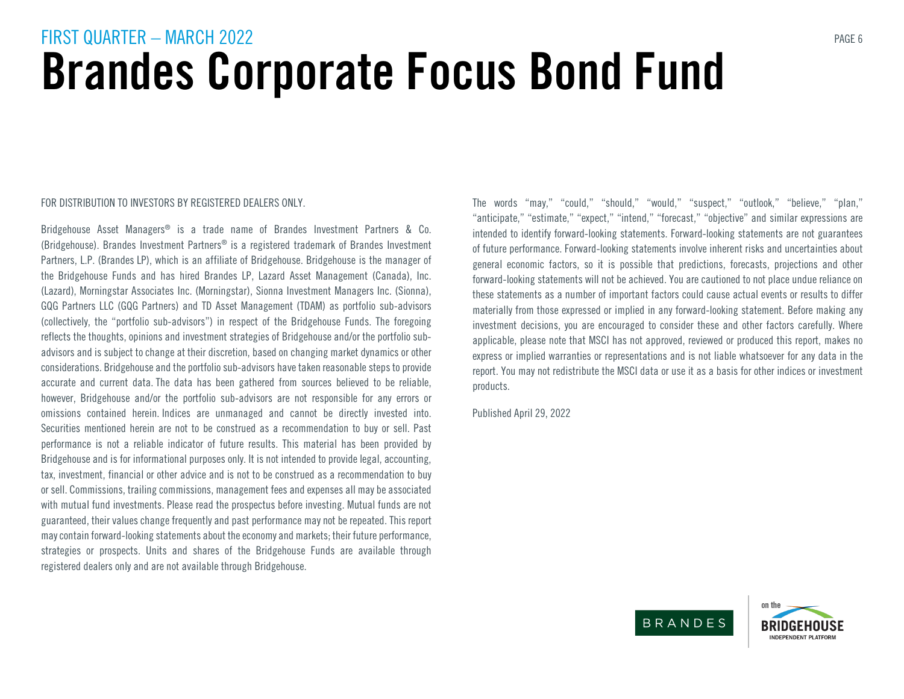FIRST QUARTER – MARCH 2022

# Brandes Corporate Focus Bond Fund

FOR DISTRIBUTION TO INVESTORS BY REGISTERED DEALERS ONLY.

Bridgehouse Asset Managers® is a trade name of Brandes Investment Partners & Co. (Bridgehouse). Brandes Investment Partners® is a registered trademark of Brandes Investment Partners, L.P. (Brandes LP), which is an affiliate of Bridgehouse. Bridgehouse is the manager of the Bridgehouse Funds and has hired Brandes LP, Lazard Asset Management (Canada), Inc. (Lazard), Morningstar Associates Inc. (Morningstar), Sionna Investment Managers Inc. (Sionna), GQG Partners LLC (GQG Partners) and TD Asset Management (TDAM) as portfolio sub-advisors (collectively, the "portfolio sub-advisors") in respect of the Bridgehouse Funds. The foregoing reflects the thoughts, opinions and investment strategies of Bridgehouse and/or the portfolio sub-advisors and is subject to change at their discretion, based on changing market dynamics or other considerations. Bridgehouse and the portfolio sub-advisors have taken reasonable steps to provide accurate and current data. The data has been gathered from sources believed to be reliable, however, Bridgehouse and/or the portfolio sub-advisors are not responsible for any errors or omissions contained herein. Indices are unmanaged and cannot be directly invested into. Securities mentioned herein are not to be construed as a recommendation to buy or sell. Past performance is not a reliable indicator of future results. This material has been provided by Bridgehouse and is for informational purposes only. It is not intended to provide legal, accounting, tax, investment, financial or other advice and is not to be construed as a recommendation to buy or sell. Commissions, trailing commissions, management fees and expenses all may be associated with mutual fund investments. Please read the prospectus before investing. Mutual funds are not guaranteed, their values change frequently and past performance may not be repeated. This report may contain forward-looking statements about the economy and markets; their future performance, strategies or prospects. Units and shares of the Bridgehouse Funds are available through registered dealers only and are not available through Bridgehouse.

The words "may," "could," "should," "would," "suspect," "outlook," "believe," "plan," "anticipate," "estimate," "expect," "intend," "forecast," "objective" and similar expressions are intended to identify forward-looking statements. Forward-looking statements are not guarantees of future performance. Forward-looking statements involve inherent risks and uncertainties about general economic factors, so it is possible that predictions, forecasts, projections and other forward-looking statements will not be achieved. You are cautioned to not place undue reliance on these statements as a number of important factors could cause actual events or results to differ materially from those expressed or implied in any forward-looking statement. Before making any investment decisions, you are encouraged to consider these and other factors carefully. Where applicable, please note that MSCI has not approved, reviewed or produced this report, makes no express or implied warranties or representations and is not liable whatsoever for any data in the report. You may not redistribute the MSCI data or use it as a basis for other indices or investment products.

Published April 29, 2022

BRANDES

on the BRIDGEHOUSE INDEPENDENT PLATFORM